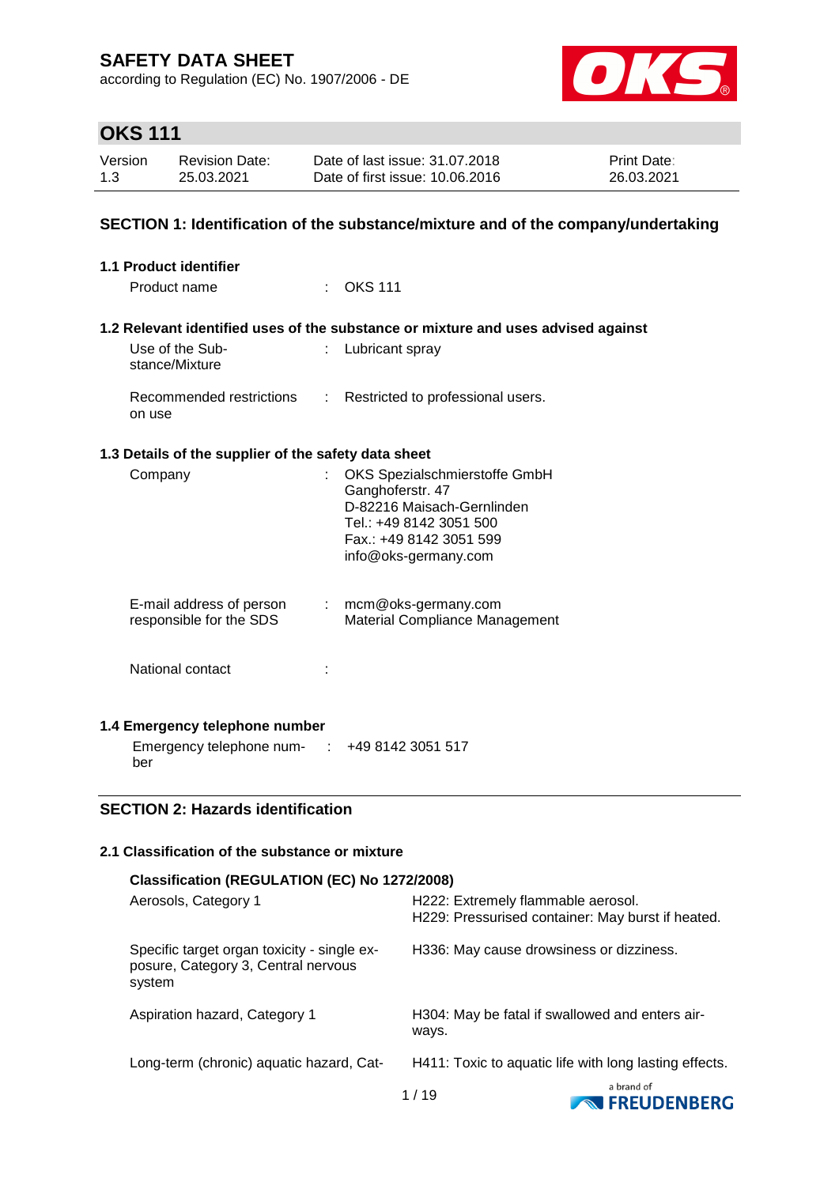# SAFETY DATA SHEET

according to Regulation (EC) No. 1907/2006 - DE

## OKS 111

| Version | Revision Date: | Date of last issue: 31.07.2018 | Print Date: |
|---|---|---|---|
| 1.3 | 25.03.2021 | Date of first issue: 10.06.2016 | 26.03.2021 |

## SECTION 1: Identification of the substance/mixture and of the company/undertaking

### 1.1 Product identifier

Product name : OKS 111

### 1.2 Relevant identified uses of the substance or mixture and uses advised against

Use of the Substance/Mixture : Lubricant spray

Recommended restrictions on use : Restricted to professional users.

### 1.3 Details of the supplier of the safety data sheet

Company : OKS Spezialschmierstoffe GmbH
Ganghoferstr. 47
D-82216 Maisach-Gernlinden
Tel.: +49 8142 3051 500
Fax.: +49 8142 3051 599
info@oks-germany.com

E-mail address of person responsible for the SDS : mcm@oks-germany.com
Material Compliance Management

National contact :

### 1.4 Emergency telephone number

Emergency telephone number : +49 8142 3051 517

## SECTION 2: Hazards identification

### 2.1 Classification of the substance or mixture

**Classification (REGULATION (EC) No 1272/2008)**

| | |
|---|---|
| Aerosols, Category 1 | H222: Extremely flammable aerosol.<br>H229: Pressurised container: May burst if heated. |
| Specific target organ toxicity - single exposure, Category 3, Central nervous system | H336: May cause drowsiness or dizziness. |
| Aspiration hazard, Category 1 | H304: May be fatal if swallowed and enters airways. |
| Long-term (chronic) aquatic hazard, Cat- | H411: Toxic to aquatic life with long lasting effects. |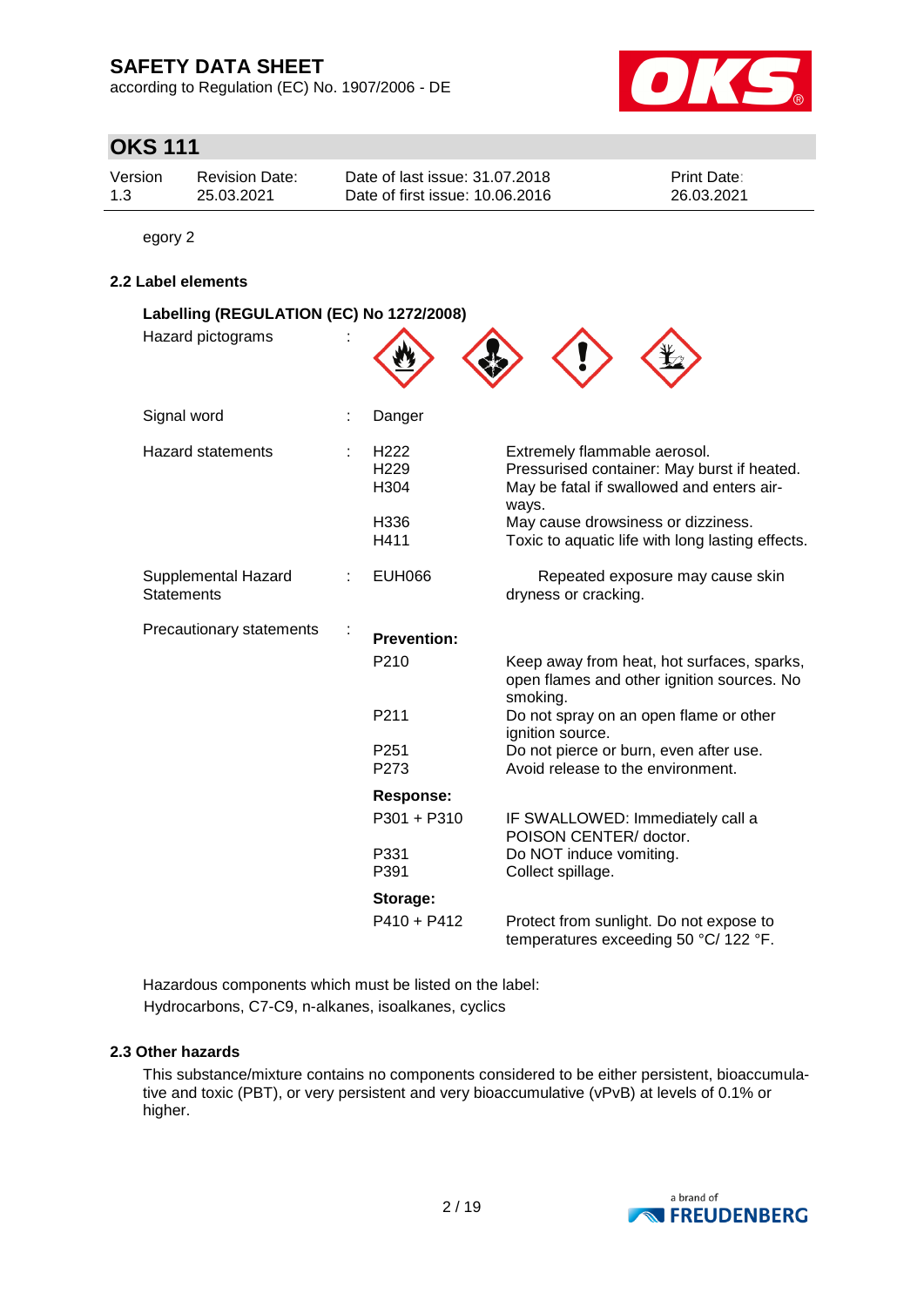egory 2

### 2.2 Label elements

**Labelling (REGULATION (EC) No 1272/2008)**

Hazard pictograms :

Signal word : Danger

Hazard statements :

| | |
|---|---|
| H222 | Extremely flammable aerosol. |
| H229 | Pressurised container: May burst if heated. |
| H304 | May be fatal if swallowed and enters airways. |
| H336 | May cause drowsiness or dizziness. |
| H411 | Toxic to aquatic life with long lasting effects. |

Supplemental Hazard Statements :

| | |
|---|---|
| EUH066 | Repeated exposure may cause skin dryness or cracking. |

Precautionary statements :

**Prevention:**

| | |
|---|---|
| P210 | Keep away from heat, hot surfaces, sparks, open flames and other ignition sources. No smoking. |
| P211 | Do not spray on an open flame or other ignition source. |
| P251 | Do not pierce or burn, even after use. |
| P273 | Avoid release to the environment. |

**Response:**

| | |
|---|---|
| P301 + P310 | IF SWALLOWED: Immediately call a POISON CENTER/ doctor. |
| P331 | Do NOT induce vomiting. |
| P391 | Collect spillage. |

**Storage:**

| | |
|---|---|
| P410 + P412 | Protect from sunlight. Do not expose to temperatures exceeding 50 °C/ 122 °F. |

Hazardous components which must be listed on the label:
Hydrocarbons, C7-C9, n-alkanes, isoalkanes, cyclics

### 2.3 Other hazards

This substance/mixture contains no components considered to be either persistent, bioaccumulative and toxic (PBT), or very persistent and very bioaccumulative (vPvB) at levels of 0.1% or higher.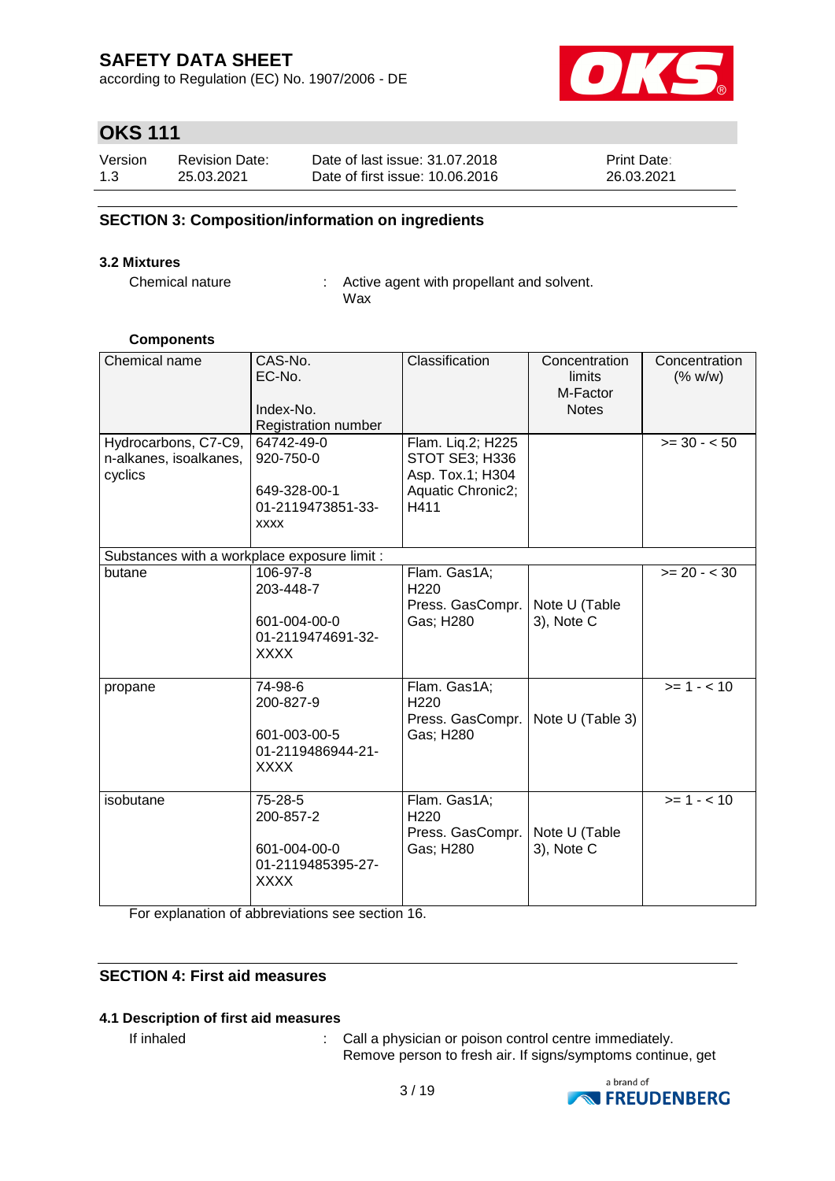## SECTION 3: Composition/information on ingredients

### 3.2 Mixtures

Chemical nature : Active agent with propellant and solvent. Wax

**Components**

| Chemical name | CAS-No.<br>EC-No.<br><br>Index-No.<br>Registration number | Classification | Concentration limits<br>M-Factor<br>Notes | Concentration (% w/w) |
|---|---|---|---|---|
| Hydrocarbons, C7-C9, n-alkanes, isoalkanes, cyclics | 64742-49-0<br>920-750-0<br><br>649-328-00-1<br>01-2119473851-33-xxxx | Flam. Liq.2; H225<br>STOT SE3; H336<br>Asp. Tox.1; H304<br>Aquatic Chronic2; H411 | | >= 30 - < 50 |
| Substances with a workplace exposure limit : | | | | |
| butane | 106-97-8<br>203-448-7<br><br>601-004-00-0<br>01-2119474691-32-XXXX | Flam. Gas1A; H220<br>Press. GasCompr. Gas; H280 | Note U (Table 3), Note C | >= 20 - < 30 |
| propane | 74-98-6<br>200-827-9<br><br>601-003-00-5<br>01-2119486944-21-XXXX | Flam. Gas1A; H220<br>Press. GasCompr. Gas; H280 | Note U (Table 3) | >= 1 - < 10 |
| isobutane | 75-28-5<br>200-857-2<br><br>601-004-00-0<br>01-2119485395-27-XXXX | Flam. Gas1A; H220<br>Press. GasCompr. Gas; H280 | Note U (Table 3), Note C | >= 1 - < 10 |

For explanation of abbreviations see section 16.

## SECTION 4: First aid measures

### 4.1 Description of first aid measures

If inhaled : Call a physician or poison control centre immediately. Remove person to fresh air. If signs/symptoms continue, get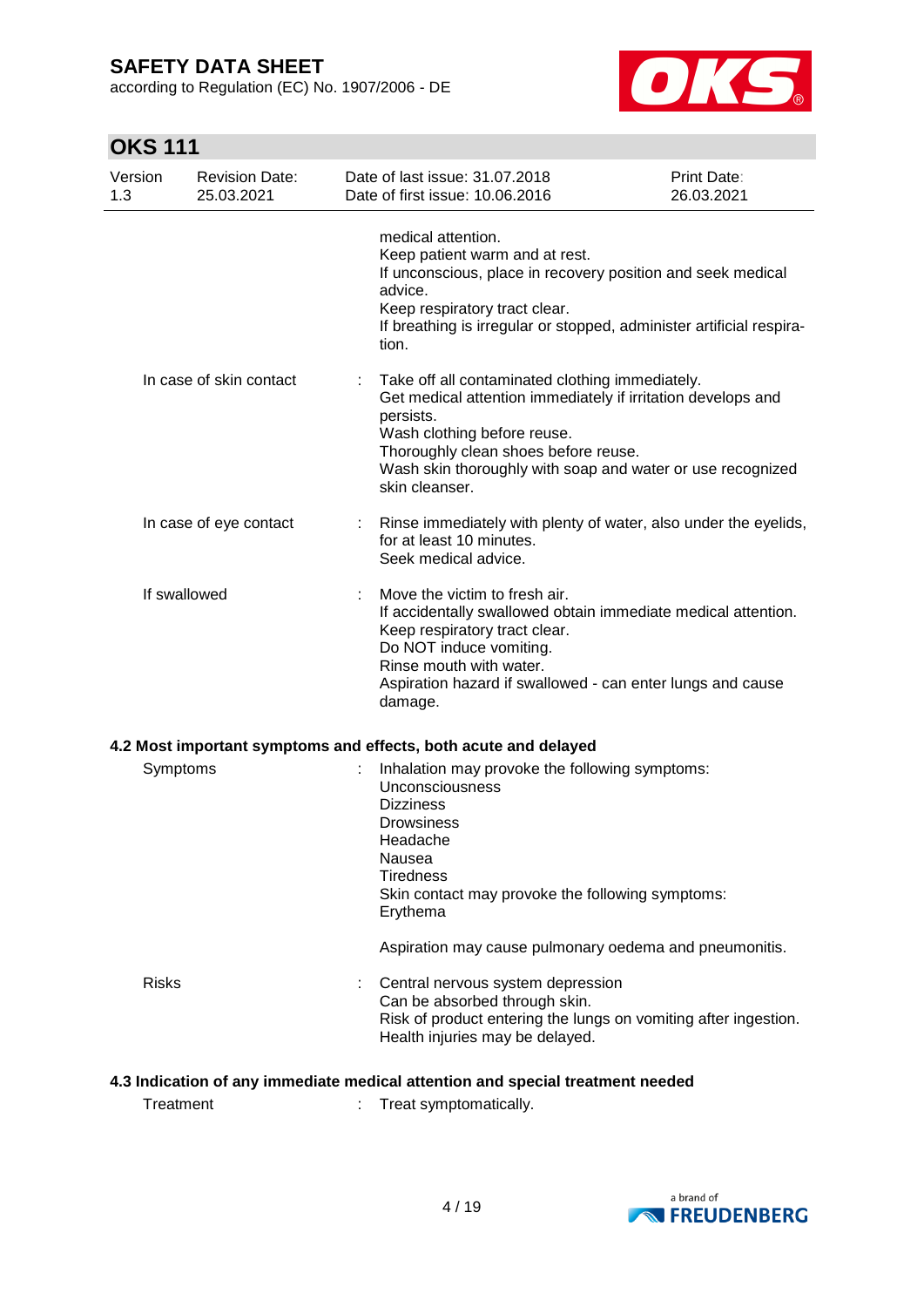medical attention.
Keep patient warm and at rest.
If unconscious, place in recovery position and seek medical advice.
Keep respiratory tract clear.
If breathing is irregular or stopped, administer artificial respiration.

| | | |
|---|---|---|
| In case of skin contact | : | Take off all contaminated clothing immediately.<br>Get medical attention immediately if irritation develops and persists.<br>Wash clothing before reuse.<br>Thoroughly clean shoes before reuse.<br>Wash skin thoroughly with soap and water or use recognized skin cleanser. |
| In case of eye contact | : | Rinse immediately with plenty of water, also under the eyelids, for at least 10 minutes.<br>Seek medical advice. |
| If swallowed | : | Move the victim to fresh air.<br>If accidentally swallowed obtain immediate medical attention.<br>Keep respiratory tract clear.<br>Do NOT induce vomiting.<br>Rinse mouth with water.<br>Aspiration hazard if swallowed - can enter lungs and cause damage. |

### 4.2 Most important symptoms and effects, both acute and delayed

| | | |
|---|---|---|
| Symptoms | : | Inhalation may provoke the following symptoms:<br>Unconsciousness<br>Dizziness<br>Drowsiness<br>Headache<br>Nausea<br>Tiredness<br>Skin contact may provoke the following symptoms:<br>Erythema<br><br>Aspiration may cause pulmonary oedema and pneumonitis. |
| Risks | : | Central nervous system depression<br>Can be absorbed through skin.<br>Risk of product entering the lungs on vomiting after ingestion.<br>Health injuries may be delayed. |

### 4.3 Indication of any immediate medical attention and special treatment needed

| | | |
|---|---|---|
| Treatment | : | Treat symptomatically. |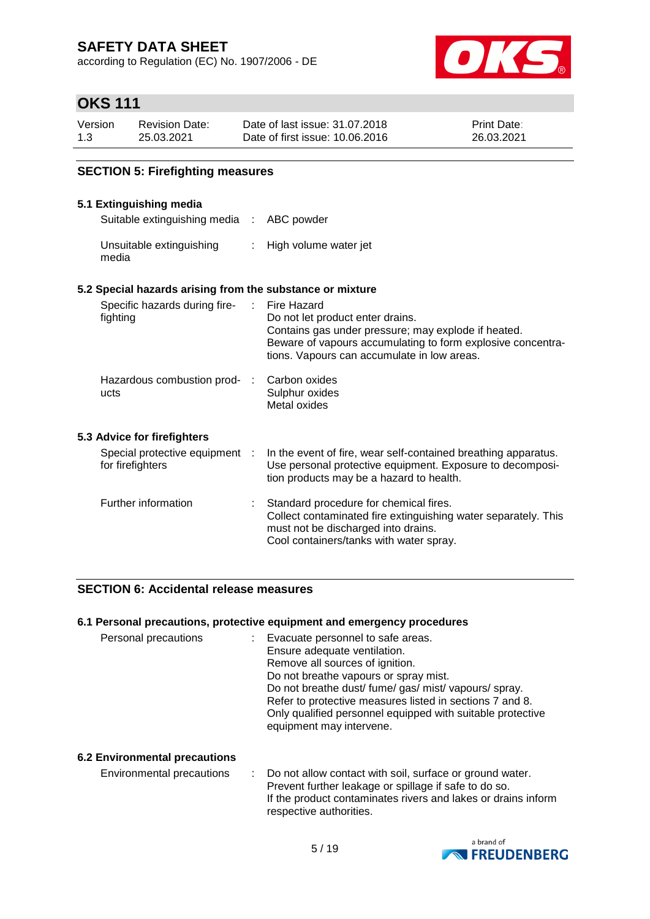## SECTION 5: Firefighting measures

### 5.1 Extinguishing media

| | | |
|---|---|---|
| Suitable extinguishing media | : | ABC powder |
| Unsuitable extinguishing media | : | High volume water jet |

### 5.2 Special hazards arising from the substance or mixture

| | | |
|---|---|---|
| Specific hazards during fire-fighting | : | Fire Hazard<br>Do not let product enter drains.<br>Contains gas under pressure; may explode if heated.<br>Beware of vapours accumulating to form explosive concentrations. Vapours can accumulate in low areas. |
| Hazardous combustion products | : | Carbon oxides<br>Sulphur oxides<br>Metal oxides |

### 5.3 Advice for firefighters

| | | |
|---|---|---|
| Special protective equipment for firefighters | : | In the event of fire, wear self-contained breathing apparatus. Use personal protective equipment. Exposure to decomposition products may be a hazard to health. |
| Further information | : | Standard procedure for chemical fires.<br>Collect contaminated fire extinguishing water separately. This must not be discharged into drains.<br>Cool containers/tanks with water spray. |

## SECTION 6: Accidental release measures

### 6.1 Personal precautions, protective equipment and emergency procedures

| | | |
|---|---|---|
| Personal precautions | : | Evacuate personnel to safe areas.<br>Ensure adequate ventilation.<br>Remove all sources of ignition.<br>Do not breathe vapours or spray mist.<br>Do not breathe dust/ fume/ gas/ mist/ vapours/ spray.<br>Refer to protective measures listed in sections 7 and 8.<br>Only qualified personnel equipped with suitable protective equipment may intervene. |

### 6.2 Environmental precautions

| | | |
|---|---|---|
| Environmental precautions | : | Do not allow contact with soil, surface or ground water.<br>Prevent further leakage or spillage if safe to do so.<br>If the product contaminates rivers and lakes or drains inform respective authorities. |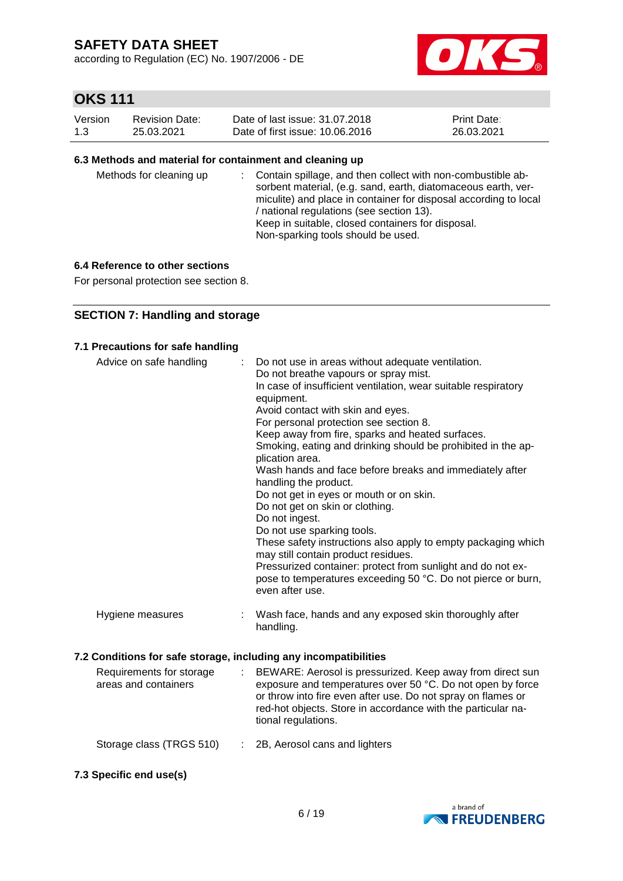### 6.3 Methods and material for containment and cleaning up

| | |
|---|---|
| Methods for cleaning up | : Contain spillage, and then collect with non-combustible absorbent material, (e.g. sand, earth, diatomaceous earth, vermiculite) and place in container for disposal according to local / national regulations (see section 13).<br>Keep in suitable, closed containers for disposal.<br>Non-sparking tools should be used. |

### 6.4 Reference to other sections

For personal protection see section 8.

## SECTION 7: Handling and storage

### 7.1 Precautions for safe handling

| | |
|---|---|
| Advice on safe handling | : Do not use in areas without adequate ventilation.<br>Do not breathe vapours or spray mist.<br>In case of insufficient ventilation, wear suitable respiratory equipment.<br>Avoid contact with skin and eyes.<br>For personal protection see section 8.<br>Keep away from fire, sparks and heated surfaces.<br>Smoking, eating and drinking should be prohibited in the application area.<br>Wash hands and face before breaks and immediately after handling the product.<br>Do not get in eyes or mouth or on skin.<br>Do not get on skin or clothing.<br>Do not ingest.<br>Do not use sparking tools.<br>These safety instructions also apply to empty packaging which may still contain product residues.<br>Pressurized container: protect from sunlight and do not expose to temperatures exceeding 50 °C. Do not pierce or burn, even after use. |
| Hygiene measures | : Wash face, hands and any exposed skin thoroughly after handling. |

### 7.2 Conditions for safe storage, including any incompatibilities

| | |
|---|---|
| Requirements for storage areas and containers | : BEWARE: Aerosol is pressurized. Keep away from direct sun exposure and temperatures over 50 °C. Do not open by force or throw into fire even after use. Do not spray on flames or red-hot objects. Store in accordance with the particular national regulations. |
| Storage class (TRGS 510) | : 2B, Aerosol cans and lighters |

### 7.3 Specific end use(s)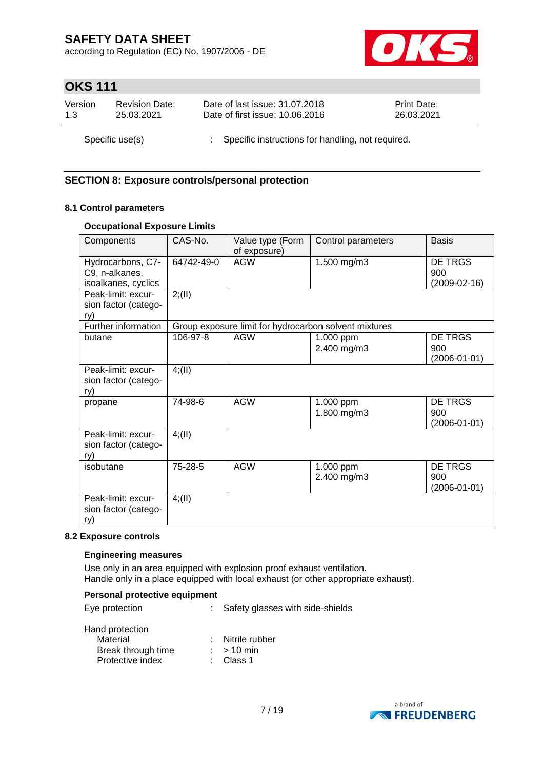Specific use(s) : Specific instructions for handling, not required.

## SECTION 8: Exposure controls/personal protection

### 8.1 Control parameters

#### Occupational Exposure Limits

| Components | CAS-No. | Value type (Form of exposure) | Control parameters | Basis |
|---|---|---|---|---|
| Hydrocarbons, C7-C9, n-alkanes, isoalkanes, cyclics | 64742-49-0 | AGW | 1.500 mg/m3 | DE TRGS 900 (2009-02-16) |
| Peak-limit: excursion factor (category) | 2;(II) | | | |
| Further information | Group exposure limit for hydrocarbon solvent mixtures | | | |
| butane | 106-97-8 | AGW | 1.000 ppm<br>2.400 mg/m3 | DE TRGS 900 (2006-01-01) |
| Peak-limit: excursion factor (category) | 4;(II) | | | |
| propane | 74-98-6 | AGW | 1.000 ppm<br>1.800 mg/m3 | DE TRGS 900 (2006-01-01) |
| Peak-limit: excursion factor (category) | 4;(II) | | | |
| isobutane | 75-28-5 | AGW | 1.000 ppm<br>2.400 mg/m3 | DE TRGS 900 (2006-01-01) |
| Peak-limit: excursion factor (category) | 4;(II) | | | |

### 8.2 Exposure controls

#### Engineering measures

Use only in an area equipped with explosion proof exhaust ventilation.
Handle only in a place equipped with local exhaust (or other appropriate exhaust).

#### Personal protective equipment

Eye protection : Safety glasses with side-shields

Hand protection
- Material : Nitrile rubber
- Break through time : > 10 min
- Protective index : Class 1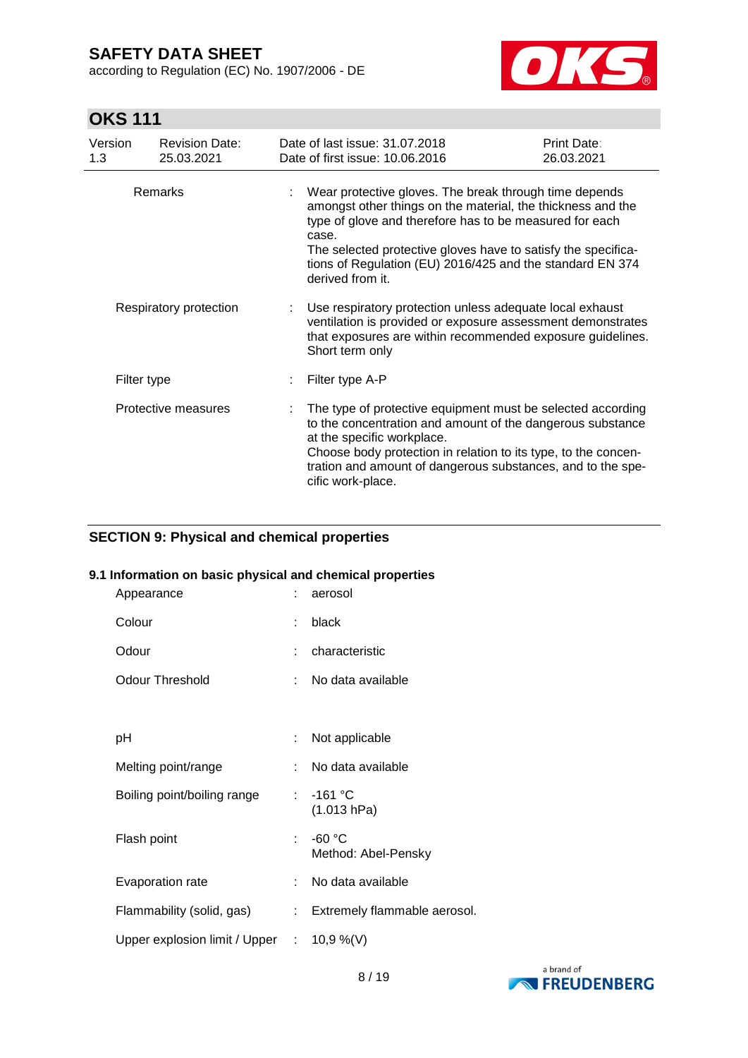| | | |
|---|---|---|
| Remarks | : | Wear protective gloves. The break through time depends amongst other things on the material, the thickness and the type of glove and therefore has to be measured for each case.<br>The selected protective gloves have to satisfy the specifications of Regulation (EU) 2016/425 and the standard EN 374 derived from it. |
| Respiratory protection | : | Use respiratory protection unless adequate local exhaust ventilation is provided or exposure assessment demonstrates that exposures are within recommended exposure guidelines. Short term only |
| Filter type | : | Filter type A-P |
| Protective measures | : | The type of protective equipment must be selected according to the concentration and amount of the dangerous substance at the specific workplace.<br>Choose body protection in relation to its type, to the concentration and amount of dangerous substances, and to the specific work-place. |

## SECTION 9: Physical and chemical properties

### 9.1 Information on basic physical and chemical properties

| | | |
|---|---|---|
| Appearance | : | aerosol |
| Colour | : | black |
| Odour | : | characteristic |
| Odour Threshold | : | No data available |
| pH | : | Not applicable |
| Melting point/range | : | No data available |
| Boiling point/boiling range | : | -161 °C<br>(1.013 hPa) |
| Flash point | : | -60 °C<br>Method: Abel-Pensky |
| Evaporation rate | : | No data available |
| Flammability (solid, gas) | : | Extremely flammable aerosol. |
| Upper explosion limit / Upper | : | 10,9 %(V) |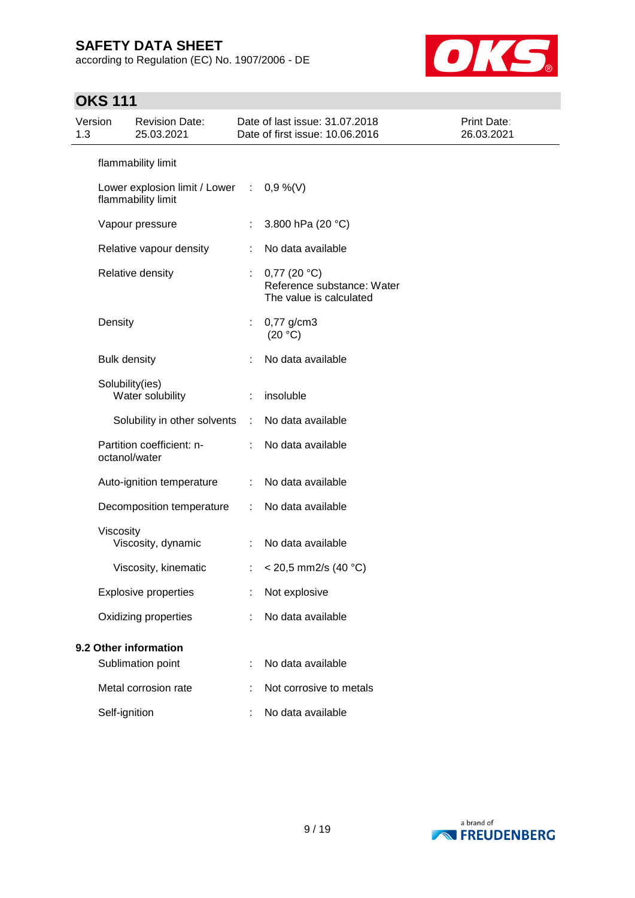flammability limit

| | | |
|---|---|---|
| Lower explosion limit / Lower flammability limit | : | 0,9 %(V) |
| Vapour pressure | : | 3.800 hPa (20 °C) |
| Relative vapour density | : | No data available |
| Relative density | : | 0,77 (20 °C)<br>Reference substance: Water<br>The value is calculated |
| Density | : | 0,77 g/cm3<br>(20 °C) |
| Bulk density | : | No data available |
| Solubility(ies)<br>Water solubility | : | insoluble |
| Solubility in other solvents | : | No data available |
| Partition coefficient: n-octanol/water | : | No data available |
| Auto-ignition temperature | : | No data available |
| Decomposition temperature | : | No data available |
| Viscosity<br>Viscosity, dynamic | : | No data available |
| Viscosity, kinematic | : | < 20,5 mm2/s (40 °C) |
| Explosive properties | : | Not explosive |
| Oxidizing properties | : | No data available |

### 9.2 Other information

| | | |
|---|---|---|
| Sublimation point | : | No data available |
| Metal corrosion rate | : | Not corrosive to metals |
| Self-ignition | : | No data available |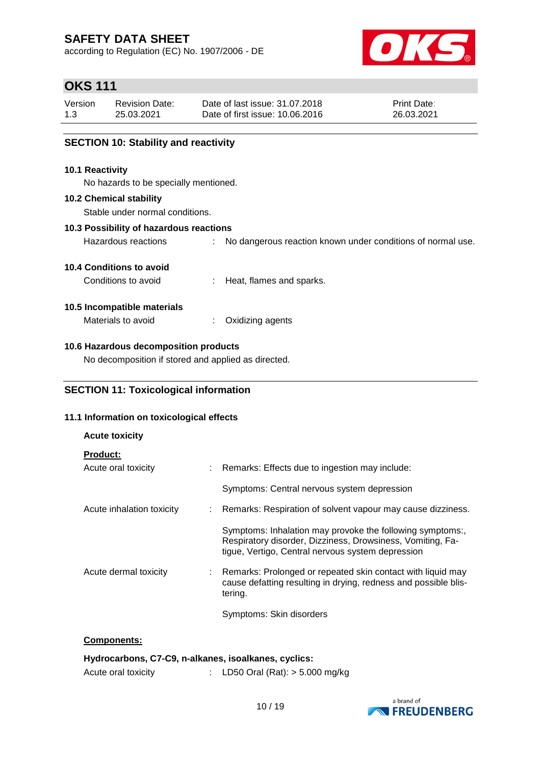## SECTION 10: Stability and reactivity

### 10.1 Reactivity

No hazards to be specially mentioned.

### 10.2 Chemical stability

Stable under normal conditions.

### 10.3 Possibility of hazardous reactions

Hazardous reactions : No dangerous reaction known under conditions of normal use.

### 10.4 Conditions to avoid

Conditions to avoid : Heat, flames and sparks.

### 10.5 Incompatible materials

Materials to avoid : Oxidizing agents

### 10.6 Hazardous decomposition products

No decomposition if stored and applied as directed.

## SECTION 11: Toxicological information

### 11.1 Information on toxicological effects

**Acute toxicity**

**Product:**

Acute oral toxicity : Remarks: Effects due to ingestion may include:

Symptoms: Central nervous system depression

Acute inhalation toxicity : Remarks: Respiration of solvent vapour may cause dizziness.

Symptoms: Inhalation may provoke the following symptoms:, Respiratory disorder, Dizziness, Drowsiness, Vomiting, Fatigue, Vertigo, Central nervous system depression

Acute dermal toxicity : Remarks: Prolonged or repeated skin contact with liquid may cause defatting resulting in drying, redness and possible blistering.

Symptoms: Skin disorders

**Components:**

**Hydrocarbons, C7-C9, n-alkanes, isoalkanes, cyclics:**

Acute oral toxicity : LD50 Oral (Rat): > 5.000 mg/kg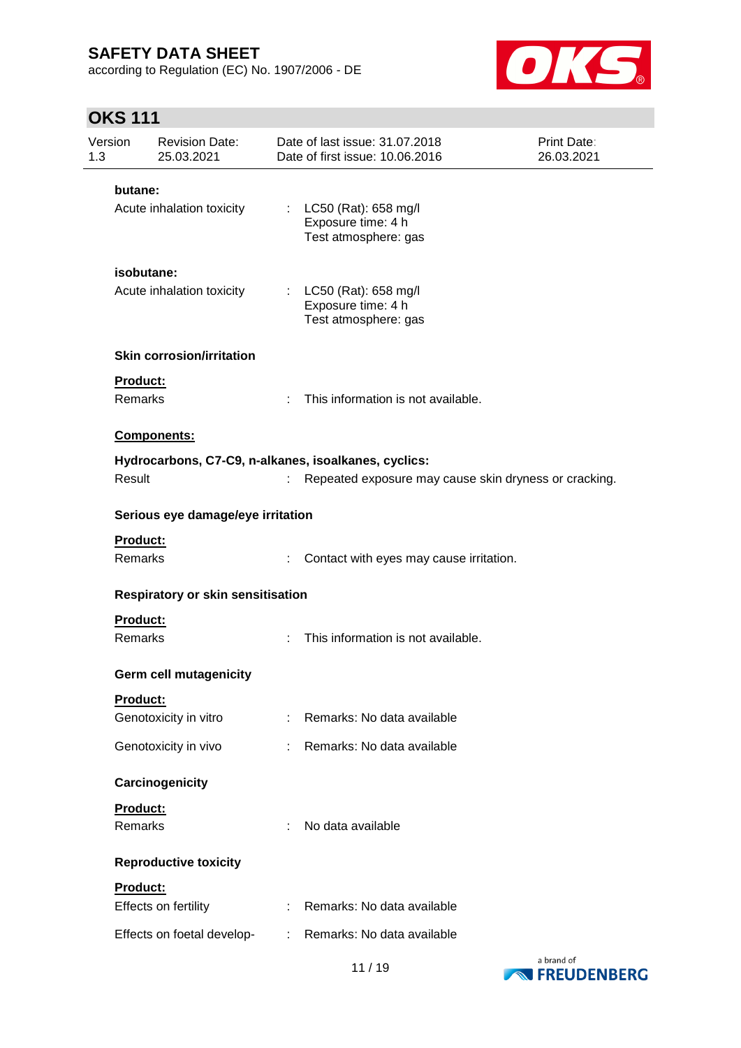**butane:**

Acute inhalation toxicity : LC50 (Rat): 658 mg/l
Exposure time: 4 h
Test atmosphere: gas

**isobutane:**

Acute inhalation toxicity : LC50 (Rat): 658 mg/l
Exposure time: 4 h
Test atmosphere: gas

**Skin corrosion/irritation**

**Product:**

Remarks : This information is not available.

**Components:**

**Hydrocarbons, C7-C9, n-alkanes, isoalkanes, cyclics:**

Result : Repeated exposure may cause skin dryness or cracking.

**Serious eye damage/eye irritation**

**Product:**

Remarks : Contact with eyes may cause irritation.

**Respiratory or skin sensitisation**

**Product:**

Remarks : This information is not available.

**Germ cell mutagenicity**

**Product:**

Genotoxicity in vitro : Remarks: No data available

Genotoxicity in vivo : Remarks: No data available

**Carcinogenicity**

**Product:**

Remarks : No data available

**Reproductive toxicity**

**Product:**

Effects on fertility : Remarks: No data available

Effects on foetal develop- : Remarks: No data available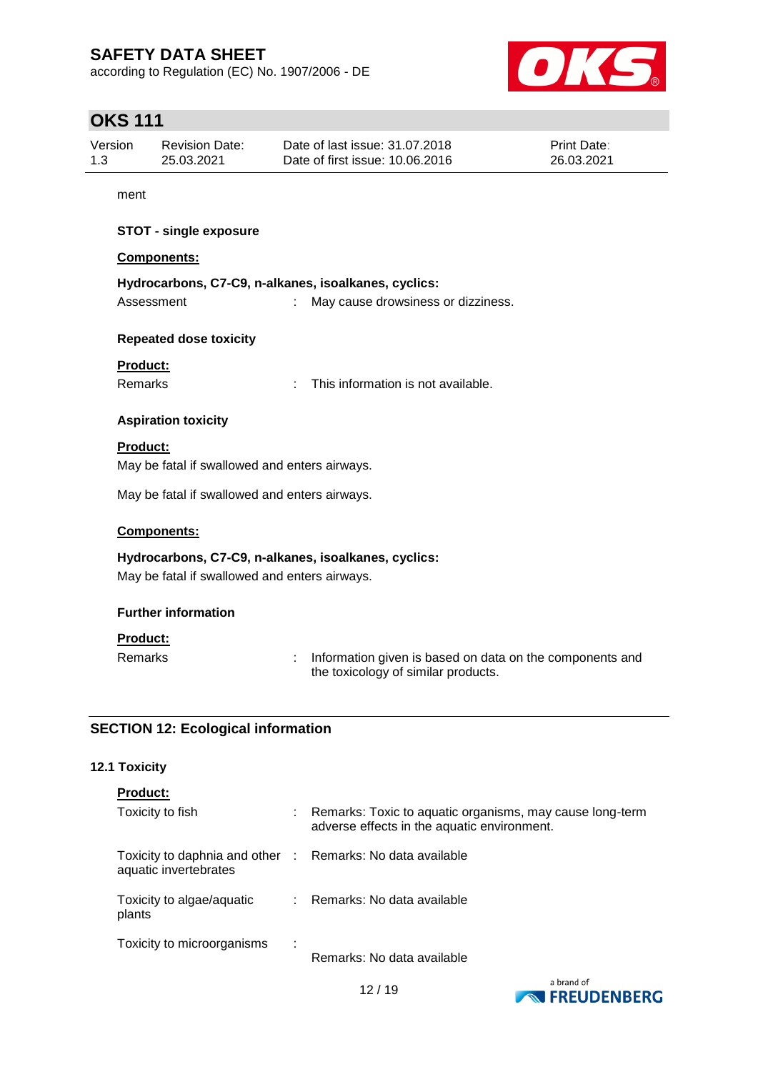ment

**STOT - single exposure**

**Components:**

**Hydrocarbons, C7-C9, n-alkanes, isoalkanes, cyclics:**

Assessment : May cause drowsiness or dizziness.

**Repeated dose toxicity**

**Product:**

Remarks : This information is not available.

**Aspiration toxicity**

**Product:**

May be fatal if swallowed and enters airways.

May be fatal if swallowed and enters airways.

**Components:**

**Hydrocarbons, C7-C9, n-alkanes, isoalkanes, cyclics:**

May be fatal if swallowed and enters airways.

**Further information**

**Product:**

Remarks : Information given is based on data on the components and the toxicology of similar products.

## SECTION 12: Ecological information

### 12.1 Toxicity

**Product:**

Toxicity to fish : Remarks: Toxic to aquatic organisms, may cause long-term adverse effects in the aquatic environment.

Toxicity to daphnia and other aquatic invertebrates : Remarks: No data available

Toxicity to algae/aquatic plants : Remarks: No data available

Toxicity to microorganisms : Remarks: No data available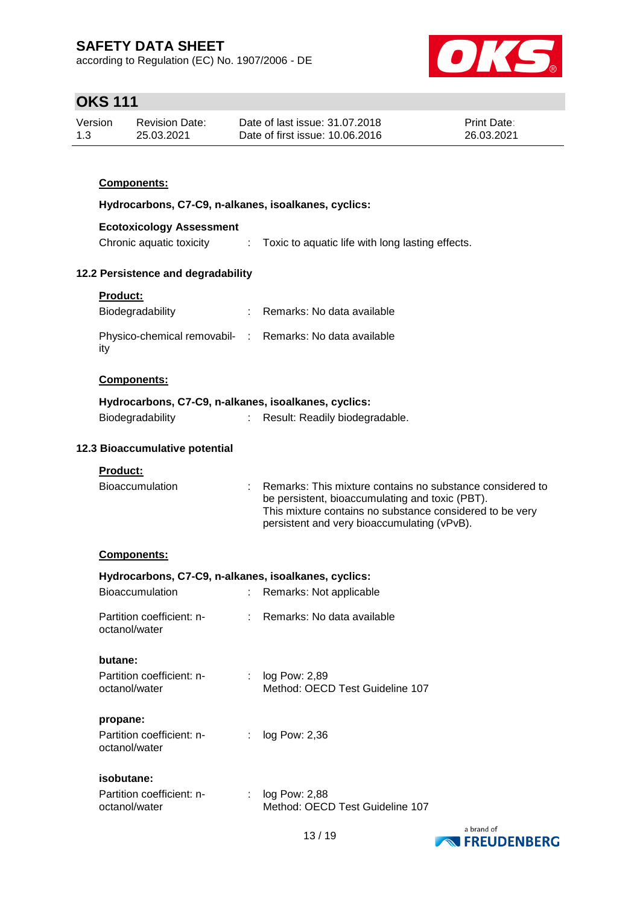**Components:**

**Hydrocarbons, C7-C9, n-alkanes, isoalkanes, cyclics:**

**Ecotoxicology Assessment**

| | | |
|---|---|---|
| Chronic aquatic toxicity | : | Toxic to aquatic life with long lasting effects. |

### 12.2 Persistence and degradability

**Product:**

| | | |
|---|---|---|
| Biodegradability | : | Remarks: No data available |
| Physico-chemical removability | : | Remarks: No data available |

**Components:**

**Hydrocarbons, C7-C9, n-alkanes, isoalkanes, cyclics:**

| | | |
|---|---|---|
| Biodegradability | : | Result: Readily biodegradable. |

### 12.3 Bioaccumulative potential

**Product:**

| | | |
|---|---|---|
| Bioaccumulation | : | Remarks: This mixture contains no substance considered to be persistent, bioaccumulating and toxic (PBT).<br>This mixture contains no substance considered to be very persistent and very bioaccumulating (vPvB). |

**Components:**

**Hydrocarbons, C7-C9, n-alkanes, isoalkanes, cyclics:**

| | | |
|---|---|---|
| Bioaccumulation | : | Remarks: Not applicable |
| Partition coefficient: n-octanol/water | : | Remarks: No data available |

**butane:**

| | | |
|---|---|---|
| Partition coefficient: n-octanol/water | : | log Pow: 2,89<br>Method: OECD Test Guideline 107 |

**propane:**

| | | |
|---|---|---|
| Partition coefficient: n-octanol/water | : | log Pow: 2,36 |

**isobutane:**

| | | |
|---|---|---|
| Partition coefficient: n-octanol/water | : | log Pow: 2,88<br>Method: OECD Test Guideline 107 |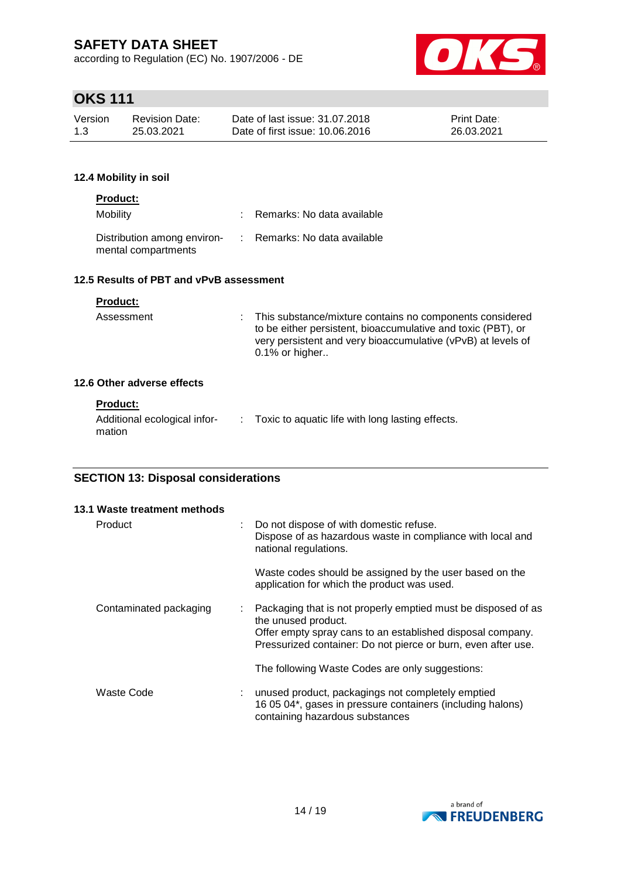### 12.4 Mobility in soil

**Product:**

| | |
|---|---|
| Mobility | : Remarks: No data available |
| Distribution among environmental compartments | : Remarks: No data available |

### 12.5 Results of PBT and vPvB assessment

**Product:**

| | |
|---|---|
| Assessment | : This substance/mixture contains no components considered to be either persistent, bioaccumulative and toxic (PBT), or very persistent and very bioaccumulative (vPvB) at levels of 0.1% or higher.. |

### 12.6 Other adverse effects

**Product:**

| | |
|---|---|
| Additional ecological information | : Toxic to aquatic life with long lasting effects. |

## SECTION 13: Disposal considerations

### 13.1 Waste treatment methods

| | |
|---|---|
| Product | : Do not dispose of with domestic refuse.<br>Dispose of as hazardous waste in compliance with local and national regulations.<br><br>Waste codes should be assigned by the user based on the application for which the product was used. |
| Contaminated packaging | : Packaging that is not properly emptied must be disposed of as the unused product.<br>Offer empty spray cans to an established disposal company.<br>Pressurized container: Do not pierce or burn, even after use.<br><br>The following Waste Codes are only suggestions: |
| Waste Code | : unused product, packagings not completely emptied<br>16 05 04*, gases in pressure containers (including halons) containing hazardous substances |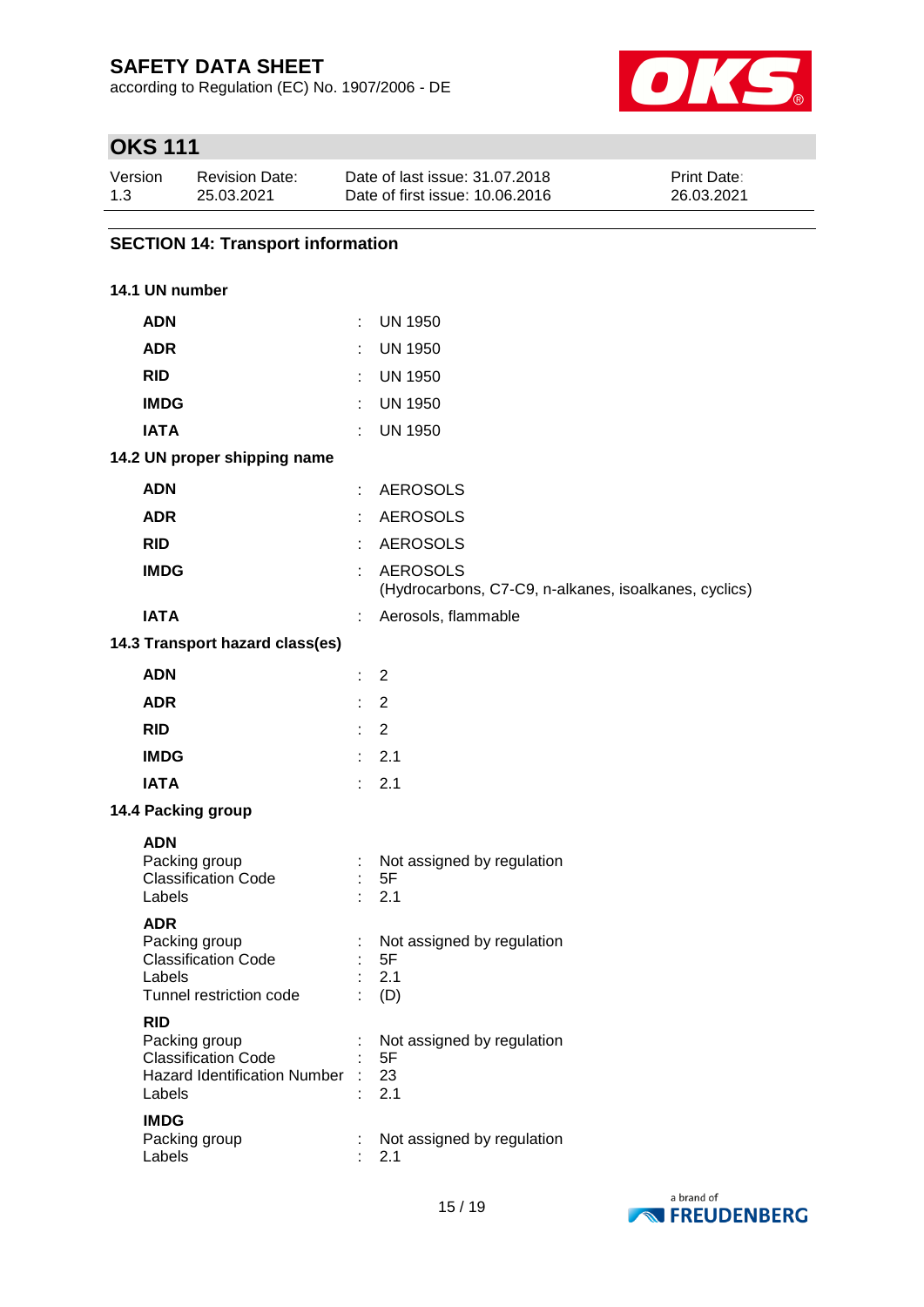## SECTION 14: Transport information

### 14.1 UN number

| | | |
|---|---|---|
| **ADN** | : | UN 1950 |
| **ADR** | : | UN 1950 |
| **RID** | : | UN 1950 |
| **IMDG** | : | UN 1950 |
| **IATA** | : | UN 1950 |

### 14.2 UN proper shipping name

| | | |
|---|---|---|
| **ADN** | : | AEROSOLS |
| **ADR** | : | AEROSOLS |
| **RID** | : | AEROSOLS |
| **IMDG** | : | AEROSOLS (Hydrocarbons, C7-C9, n-alkanes, isoalkanes, cyclics) |
| **IATA** | : | Aerosols, flammable |

### 14.3 Transport hazard class(es)

| | | |
|---|---|---|
| **ADN** | : | 2 |
| **ADR** | : | 2 |
| **RID** | : | 2 |
| **IMDG** | : | 2.1 |
| **IATA** | : | 2.1 |

### 14.4 Packing group

**ADN**

| | | |
|---|---|---|
| Packing group | : | Not assigned by regulation |
| Classification Code | : | 5F |
| Labels | : | 2.1 |

**ADR**

| | | |
|---|---|---|
| Packing group | : | Not assigned by regulation |
| Classification Code | : | 5F |
| Labels | : | 2.1 |
| Tunnel restriction code | : | (D) |

**RID**

| | | |
|---|---|---|
| Packing group | : | Not assigned by regulation |
| Classification Code | : | 5F |
| Hazard Identification Number | : | 23 |
| Labels | : | 2.1 |

**IMDG**

| | | |
|---|---|---|
| Packing group | : | Not assigned by regulation |
| Labels | : | 2.1 |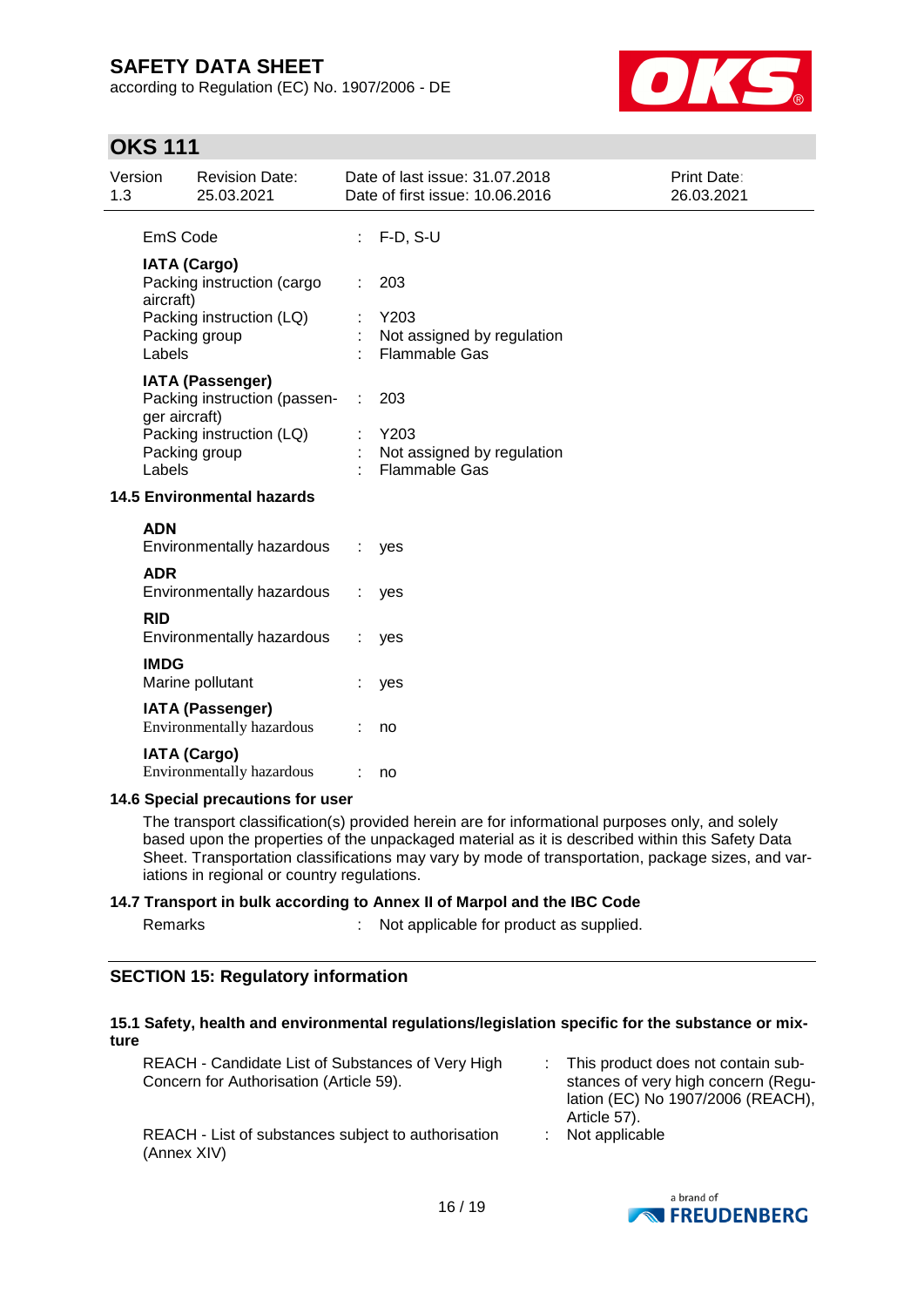| | | |
|---|---|---|
| EmS Code | : | F-D, S-U |
| **IATA (Cargo)** | | |
| Packing instruction (cargo aircraft) | : | 203 |
| Packing instruction (LQ) | : | Y203 |
| Packing group | : | Not assigned by regulation |
| Labels | : | Flammable Gas |
| **IATA (Passenger)** | | |
| Packing instruction (passenger aircraft) | : | 203 |
| Packing instruction (LQ) | : | Y203 |
| Packing group | : | Not assigned by regulation |
| Labels | : | Flammable Gas |

**14.5 Environmental hazards**

| | | |
|---|---|---|
| **ADN** | | |
| Environmentally hazardous | : | yes |
| **ADR** | | |
| Environmentally hazardous | : | yes |
| **RID** | | |
| Environmentally hazardous | : | yes |
| **IMDG** | | |
| Marine pollutant | : | yes |
| **IATA (Passenger)** | | |
| Environmentally hazardous | : | no |
| **IATA (Cargo)** | | |
| Environmentally hazardous | : | no |

**14.6 Special precautions for user**

The transport classification(s) provided herein are for informational purposes only, and solely based upon the properties of the unpackaged material as it is described within this Safety Data Sheet. Transportation classifications may vary by mode of transportation, package sizes, and variations in regional or country regulations.

**14.7 Transport in bulk according to Annex II of Marpol and the IBC Code**

Remarks : Not applicable for product as supplied.

## SECTION 15: Regulatory information

**15.1 Safety, health and environmental regulations/legislation specific for the substance or mixture**

| | | |
|---|---|---|
| REACH - Candidate List of Substances of Very High Concern for Authorisation (Article 59). | : | This product does not contain substances of very high concern (Regulation (EC) No 1907/2006 (REACH), Article 57). |
| REACH - List of substances subject to authorisation (Annex XIV) | : | Not applicable |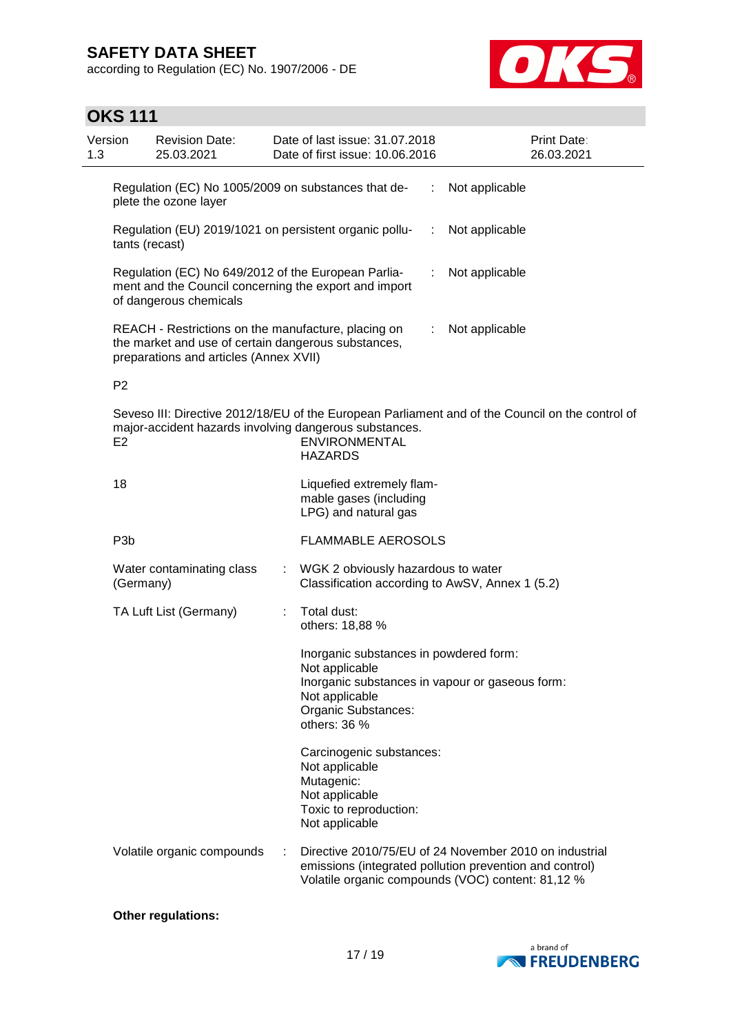Regulation (EC) No 1005/2009 on substances that deplete the ozone layer : Not applicable

Regulation (EU) 2019/1021 on persistent organic pollutants (recast) : Not applicable

Regulation (EC) No 649/2012 of the European Parliament and the Council concerning the export and import of dangerous chemicals : Not applicable

REACH - Restrictions on the manufacture, placing on the market and use of certain dangerous substances, preparations and articles (Annex XVII) : Not applicable

P2

Seveso III: Directive 2012/18/EU of the European Parliament and of the Council on the control of major-accident hazards involving dangerous substances.

| | |
|---|---|
| E2 | ENVIRONMENTAL HAZARDS |
| 18 | Liquefied extremely flammable gases (including LPG) and natural gas |
| P3b | FLAMMABLE AEROSOLS |

Water contaminating class (Germany) : WGK 2 obviously hazardous to water
Classification according to AwSV, Annex 1 (5.2)

TA Luft List (Germany) : Total dust:
others: 18,88 %

Inorganic substances in powdered form:
Not applicable
Inorganic substances in vapour or gaseous form:
Not applicable
Organic Substances:
others: 36 %

Carcinogenic substances:
Not applicable
Mutagenic:
Not applicable
Toxic to reproduction:
Not applicable

Volatile organic compounds : Directive 2010/75/EU of 24 November 2010 on industrial emissions (integrated pollution prevention and control)
Volatile organic compounds (VOC) content: 81,12 %

**Other regulations:**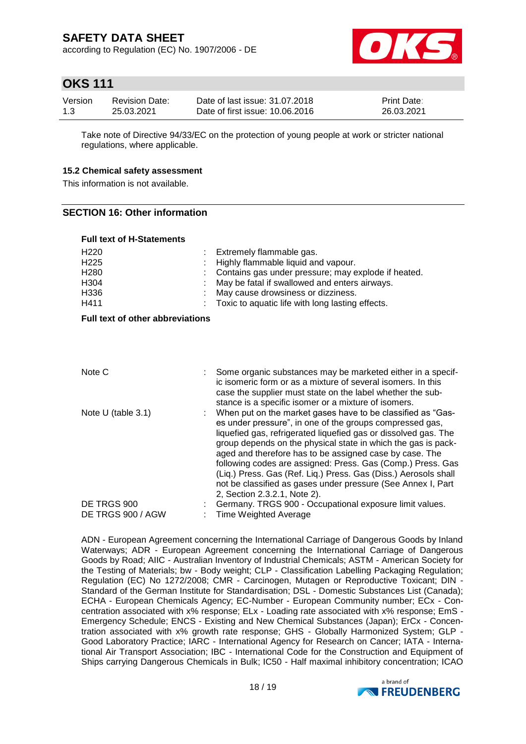Take note of Directive 94/33/EC on the protection of young people at work or stricter national regulations, where applicable.

### 15.2 Chemical safety assessment

This information is not available.

## SECTION 16: Other information

**Full text of H-Statements**

| | |
|---|---|
| H220 | : Extremely flammable gas. |
| H225 | : Highly flammable liquid and vapour. |
| H280 | : Contains gas under pressure; may explode if heated. |
| H304 | : May be fatal if swallowed and enters airways. |
| H336 | : May cause drowsiness or dizziness. |
| H411 | : Toxic to aquatic life with long lasting effects. |

**Full text of other abbreviations**

| | |
|---|---|
| Note C | : Some organic substances may be marketed either in a specific isomeric form or as a mixture of several isomers. In this case the supplier must state on the label whether the substance is a specific isomer or a mixture of isomers. |
| Note U (table 3.1) | : When put on the market gases have to be classified as "Gases under pressure", in one of the groups compressed gas, liquefied gas, refrigerated liquefied gas or dissolved gas. The group depends on the physical state in which the gas is packaged and therefore has to be assigned case by case. The following codes are assigned: Press. Gas (Comp.) Press. Gas (Liq.) Press. Gas (Ref. Liq.) Press. Gas (Diss.) Aerosols shall not be classified as gases under pressure (See Annex I, Part 2, Section 2.3.2.1, Note 2). |
| DE TRGS 900 | : Germany. TRGS 900 - Occupational exposure limit values. |
| DE TRGS 900 / AGW | : Time Weighted Average |

ADN - European Agreement concerning the International Carriage of Dangerous Goods by Inland Waterways; ADR - European Agreement concerning the International Carriage of Dangerous Goods by Road; AIIC - Australian Inventory of Industrial Chemicals; ASTM - American Society for the Testing of Materials; bw - Body weight; CLP - Classification Labelling Packaging Regulation; Regulation (EC) No 1272/2008; CMR - Carcinogen, Mutagen or Reproductive Toxicant; DIN - Standard of the German Institute for Standardisation; DSL - Domestic Substances List (Canada); ECHA - European Chemicals Agency; EC-Number - European Community number; ECx - Concentration associated with x% response; ELx - Loading rate associated with x% response; EmS - Emergency Schedule; ENCS - Existing and New Chemical Substances (Japan); ErCx - Concentration associated with x% growth rate response; GHS - Globally Harmonized System; GLP - Good Laboratory Practice; IARC - International Agency for Research on Cancer; IATA - International Air Transport Association; IBC - International Code for the Construction and Equipment of Ships carrying Dangerous Chemicals in Bulk; IC50 - Half maximal inhibitory concentration; ICAO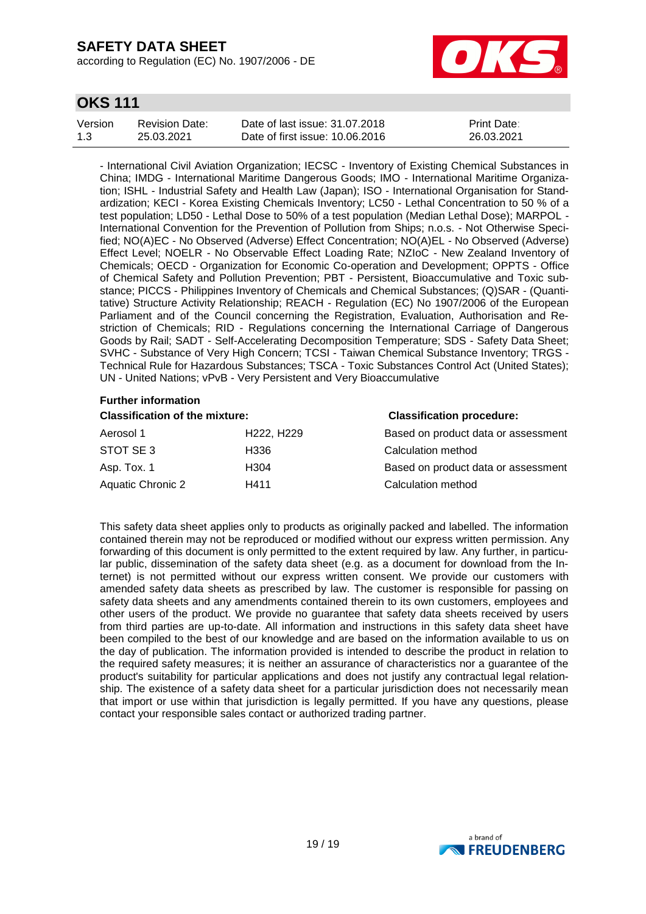- International Civil Aviation Organization; IECSC - Inventory of Existing Chemical Substances in China; IMDG - International Maritime Dangerous Goods; IMO - International Maritime Organization; ISHL - Industrial Safety and Health Law (Japan); ISO - International Organisation for Standardization; KECI - Korea Existing Chemicals Inventory; LC50 - Lethal Concentration to 50 % of a test population; LD50 - Lethal Dose to 50% of a test population (Median Lethal Dose); MARPOL - International Convention for the Prevention of Pollution from Ships; n.o.s. - Not Otherwise Specified; NO(A)EC - No Observed (Adverse) Effect Concentration; NO(A)EL - No Observed (Adverse) Effect Level; NOELR - No Observable Effect Loading Rate; NZIoC - New Zealand Inventory of Chemicals; OECD - Organization for Economic Co-operation and Development; OPPTS - Office of Chemical Safety and Pollution Prevention; PBT - Persistent, Bioaccumulative and Toxic substance; PICCS - Philippines Inventory of Chemicals and Chemical Substances; (Q)SAR - (Quantitative) Structure Activity Relationship; REACH - Regulation (EC) No 1907/2006 of the European Parliament and of the Council concerning the Registration, Evaluation, Authorisation and Restriction of Chemicals; RID - Regulations concerning the International Carriage of Dangerous Goods by Rail; SADT - Self-Accelerating Decomposition Temperature; SDS - Safety Data Sheet; SVHC - Substance of Very High Concern; TCSI - Taiwan Chemical Substance Inventory; TRGS - Technical Rule for Hazardous Substances; TSCA - Toxic Substances Control Act (United States); UN - United Nations; vPvB - Very Persistent and Very Bioaccumulative

**Further information**

| **Classification of the mixture:** | | **Classification procedure:** |
|---|---|---|
| Aerosol 1 | H222, H229 | Based on product data or assessment |
| STOT SE 3 | H336 | Calculation method |
| Asp. Tox. 1 | H304 | Based on product data or assessment |
| Aquatic Chronic 2 | H411 | Calculation method |

This safety data sheet applies only to products as originally packed and labelled. The information contained therein may not be reproduced or modified without our express written permission. Any forwarding of this document is only permitted to the extent required by law. Any further, in particular public, dissemination of the safety data sheet (e.g. as a document for download from the Internet) is not permitted without our express written consent. We provide our customers with amended safety data sheets as prescribed by law. The customer is responsible for passing on safety data sheets and any amendments contained therein to its own customers, employees and other users of the product. We provide no guarantee that safety data sheets received by users from third parties are up-to-date. All information and instructions in this safety data sheet have been compiled to the best of our knowledge and are based on the information available to us on the day of publication. The information provided is intended to describe the product in relation to the required safety measures; it is neither an assurance of characteristics nor a guarantee of the product's suitability for particular applications and does not justify any contractual legal relationship. The existence of a safety data sheet for a particular jurisdiction does not necessarily mean that import or use within that jurisdiction is legally permitted. If you have any questions, please contact your responsible sales contact or authorized trading partner.